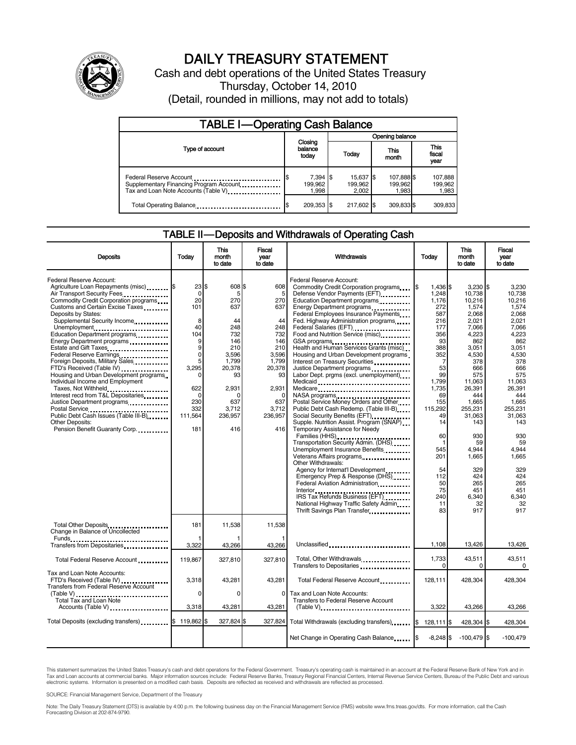# DAILY TREASURY STATEMENT

Cash and debt operations of the United States Treasury

Thursday, October 14, 2010

(Detail, rounded in millions, may not add to totals)

## TABLE I—Operating Cash Balance

| Type of account | Closing balance today | Opening balance Today | Opening balance This month | Opening balance This fiscal year |
|---|---|---|---|---|
| Federal Reserve Account | $ 7,394 | $ 15,637 | $ 107,888 | $ 107,888 |
| Supplementary Financing Program Account | 199,962 | 199,962 | 199,962 | 199,962 |
| Tax and Loan Note Accounts (Table V) | 1,998 | 2,002 | 1,983 | 1,983 |
| Total Operating Balance | $ 209,353 | $ 217,602 | $ 309,833 | $ 309,833 |

## TABLE II—Deposits and Withdrawals of Operating Cash

| Deposits | Today | This month to date | Fiscal year to date |
|---|---|---|---|
| Federal Reserve Account: | | | |
| Agriculture Loan Repayments (misc) | $ 23 | $ 608 | $ 608 |
| Air Transport Security Fees | 0 | 5 | 5 |
| Commodity Credit Corporation programs | 20 | 270 | 270 |
| Customs and Certain Excise Taxes | 101 | 637 | 637 |
| Deposits by States: | | | |
| Supplemental Security Income | 8 | 44 | 44 |
| Unemployment | 40 | 248 | 248 |
| Education Department programs | 104 | 732 | 732 |
| Energy Department programs | 9 | 146 | 146 |
| Estate and Gift Taxes | 9 | 210 | 210 |
| Federal Reserve Earnings | 0 | 3,596 | 3,596 |
| Foreign Deposits, Military Sales | 5 | 1,799 | 1,799 |
| FTD's Received (Table IV) | 3,295 | 20,378 | 20,378 |
| Housing and Urban Development programs | 0 | 93 | 93 |
| Individual Income and Employment Taxes, Not Withheld | 622 | 2,931 | 2,931 |
| Interest recd from T&L Depositaries | 0 | 0 | 0 |
| Justice Department programs | 230 | 637 | 637 |
| Postal Service | 332 | 3,712 | 3,712 |
| Public Debt Cash Issues (Table III-B) | 111,564 | 236,957 | 236,957 |
| Other Deposits: | | | |
| Pension Benefit Guaranty Corp. | 181 | 416 | 416 |
| Total Other Deposits | 181 | 11,538 | 11,538 |
| Change in Balance of Uncollected Funds | 1 | 1 | 1 |
| Transfers from Depositaries | 3,322 | 43,266 | 43,266 |
| Total Federal Reserve Account | 119,867 | 327,810 | 327,810 |
| Tax and Loan Note Accounts: | | | |
| FTD's Received (Table IV) | 3,318 | 43,281 | 43,281 |
| Transfers from Federal Reserve Account (Table V) | 0 | 0 | 0 |
| Total Tax and Loan Note Accounts (Table V) | 3,318 | 43,281 | 43,281 |
| Total Deposits (excluding transfers) | $ 119,862 | $ 327,824 | $ 327,824 |

| Withdrawals | Today | This month to date | Fiscal year to date |
|---|---|---|---|
| Federal Reserve Account: | | | |
| Commodity Credit Corporation programs | $ 1,436 | $ 3,230 | $ 3,230 |
| Defense Vendor Payments (EFT) | 1,248 | 10,738 | 10,738 |
| Education Department programs | 1,176 | 10,216 | 10,216 |
| Energy Department programs | 272 | 1,574 | 1,574 |
| Federal Employees Insurance Payments | 587 | 2,068 | 2,068 |
| Fed. Highway Administration programs | 216 | 2,021 | 2,021 |
| Federal Salaries (EFT) | 177 | 7,066 | 7,066 |
| Food and Nutrition Service (misc) | 356 | 4,223 | 4,223 |
| GSA programs | 93 | 862 | 862 |
| Health and Human Services Grants (misc) | 388 | 3,051 | 3,051 |
| Housing and Urban Development programs | 352 | 4,530 | 4,530 |
| Interest on Treasury Securities | 7 | 378 | 378 |
| Justice Department programs | 53 | 666 | 666 |
| Labor Dept. prgms (excl. unemployment) | 99 | 575 | 575 |
| Medicaid | 1,799 | 11,063 | 11,063 |
| Medicare | 1,735 | 26,391 | 26,391 |
| NASA programs | 69 | 444 | 444 |
| Postal Service Money Orders and Other | 155 | 1,665 | 1,665 |
| Public Debt Cash Redemp. (Table III-B) | 115,292 | 255,231 | 255,231 |
| Social Security Benefits (EFT) | 49 | 31,063 | 31,063 |
| Supple. Nutrition Assist. Program (SNAP) | 14 | 143 | 143 |
| Temporary Assistance for Needy Families (HHS) | 60 | 930 | 930 |
| Transportation Security Admin. (DHS) | 1 | 59 | 59 |
| Unemployment Insurance Benefits | 545 | 4,944 | 4,944 |
| Veterans Affairs programs | 201 | 1,665 | 1,665 |
| Other Withdrawals: | | | |
| Agency for Internat'l Development | 54 | 329 | 329 |
| Emergency Prep & Response (DHS) | 112 | 424 | 424 |
| Federal Aviation Administration | 50 | 265 | 265 |
| Interior | 75 | 451 | 451 |
| IRS Tax Refunds Business (EFT) | 240 | 6,340 | 6,340 |
| National Highway Traffic Safety Admin | 11 | 32 | 32 |
| Thrift Savings Plan Transfer | 83 | 917 | 917 |
| Unclassified | 1,108 | 13,426 | 13,426 |
| Total, Other Withdrawals | 1,733 | 43,511 | 43,511 |
| Transfers to Depositaries | 0 | 0 | 0 |
| Total Federal Reserve Account | 128,111 | 428,304 | 428,304 |
| Tax and Loan Note Accounts: | | | |
| Transfers to Federal Reserve Account (Table V) | 3,322 | 43,266 | 43,266 |
| Total Withdrawals (excluding transfers) | $ 128,111 | $ 428,304 | $ 428,304 |
| Net Change in Operating Cash Balance | $ -8,248 | $ -100,479 | $ -100,479 |

This statement summarizes the United States Treasury's cash and debt operations for the Federal Government. Treasury's operating cash is maintained in an account at the Federal Reserve Bank of New York and in Tax and Loan accounts at commercial banks. Major information sources include: Federal Reserve Banks, Treasury Regional Financial Centers, Internal Revenue Service Centers, Bureau of the Public Debt and various electronic systems. Information is presented on a modified cash basis. Deposits are reflected as received and withdrawals are reflected as processed.

SOURCE: Financial Management Service, Department of the Treasury

Note: The Daily Treasury Statement (DTS) is available by 4:00 p.m. the following business day on the Financial Management Service (FMS) website www.fms.treas.gov/dts. For more information, call the Cash Forecasting Division at 202-874-9790.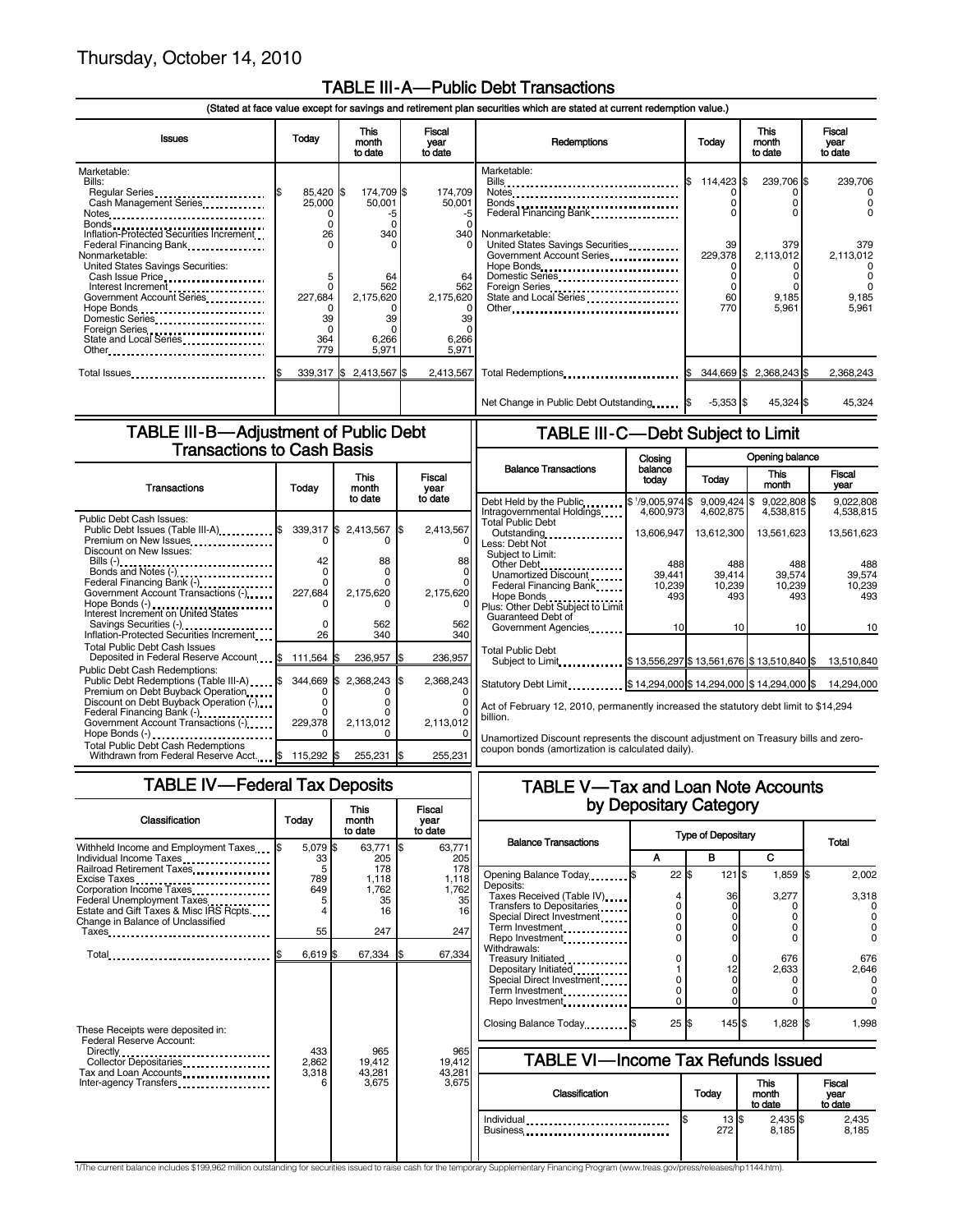Thursday, October 14, 2010

## TABLE III-A—Public Debt Transactions

(Stated at face value except for savings and retirement plan securities which are stated at current redemption value.)

| Issues | Today | This month to date | Fiscal year to date |
|---|---|---|---|
| Marketable: | | | |
| Bills: | | | |
| Regular Series | $ 85,420 | $ 174,709 | $ 174,709 |
| Cash Management Series | 25,000 | 50,001 | 50,001 |
| Notes | 0 | -5 | -5 |
| Bonds | 0 | 0 | 0 |
| Inflation-Protected Securities Increment | 26 | 340 | 340 |
| Federal Financing Bank | 0 | 0 | 0 |
| Nonmarketable: | | | |
| United States Savings Securities: | | | |
| Cash Issue Price | 5 | 64 | 64 |
| Interest Increment | 0 | 562 | 562 |
| Government Account Series | 227,684 | 2,175,620 | 2,175,620 |
| Hope Bonds | 0 | 0 | 0 |
| Domestic Series | 39 | 39 | 39 |
| Foreign Series | 0 | 0 | 0 |
| State and Local Series | 364 | 6,266 | 6,266 |
| Other | 779 | 5,971 | 5,971 |
| Total Issues | $ 339,317 | $ 2,413,567 | $ 2,413,567 |

| Redemptions | Today | This month to date | Fiscal year to date |
|---|---|---|---|
| Marketable: | | | |
| Bills | $ 114,423 | $ 239,706 | $ 239,706 |
| Notes | 0 | 0 | 0 |
| Bonds | 0 | 0 | 0 |
| Federal Financing Bank | 0 | 0 | 0 |
| Nonmarketable: | | | |
| United States Savings Securities | 39 | 379 | 379 |
| Government Account Series | 229,378 | 2,113,012 | 2,113,012 |
| Hope Bonds | 0 | 0 | 0 |
| Domestic Series | 0 | 0 | 0 |
| Foreign Series | 0 | 0 | 0 |
| State and Local Series | 60 | 9,185 | 9,185 |
| Other | 770 | 5,961 | 5,961 |
| Total Redemptions | $ 344,669 | $ 2,368,243 | $ 2,368,243 |
| Net Change in Public Debt Outstanding | $ -5,353 | $ 45,324 | $ 45,324 |

## TABLE III-B—Adjustment of Public Debt Transactions to Cash Basis

| Transactions | Today | This month to date | Fiscal year to date |
|---|---|---|---|
| Public Debt Cash Issues: | | | |
| Public Debt Issues (Table III-A) | $ 339,317 | $ 2,413,567 | $ 2,413,567 |
| Premium on New Issues | 0 | 0 | 0 |
| Discount on New Issues: | | | |
| Bills (-) | 42 | 88 | 88 |
| Bonds and Notes (-) | 0 | 0 | 0 |
| Federal Financing Bank (-) | 0 | 0 | 0 |
| Government Account Transactions (-) | 227,684 | 2,175,620 | 2,175,620 |
| Hope Bonds (-) | 0 | 0 | 0 |
| Interest Increment on United States Savings Securities (-) | 0 | 562 | 562 |
| Inflation-Protected Securities Increment | 26 | 340 | 340 |
| Total Public Debt Cash Issues Deposited in Federal Reserve Account | $ 111,564 | $ 236,957 | $ 236,957 |
| Public Debt Cash Redemptions: | | | |
| Public Debt Redemptions (Table III-A) | $ 344,669 | $ 2,368,243 | $ 2,368,243 |
| Premium on Debt Buyback Operation | 0 | 0 | 0 |
| Discount on Debt Buyback Operation (-) | 0 | 0 | 0 |
| Federal Financing Bank (-) | 0 | 0 | 0 |
| Government Account Transactions (-) | 229,378 | 2,113,012 | 2,113,012 |
| Hope Bonds (-) | 0 | 0 | 0 |
| Total Public Debt Cash Redemptions Withdrawn from Federal Reserve Acct. | $ 115,292 | $ 255,231 | $ 255,231 |

## TABLE III-C—Debt Subject to Limit

| Balance Transactions | Closing balance today | Opening balance Today | Opening balance This month | Opening balance Fiscal year |
|---|---|---|---|---|
| Debt Held by the Public | $ [1]9,005,974 | $ 9,009,424 | $ 9,022,808 | $ 9,022,808 |
| Intragovernmental Holdings | 4,600,973 | 4,602,875 | 4,538,815 | 4,538,815 |
| Total Public Debt Outstanding | 13,606,947 | 13,612,300 | 13,561,623 | 13,561,623 |
| Less: Debt Not Subject to Limit: | | | | |
| Other Debt | 488 | 488 | 488 | 488 |
| Unamortized Discount | 39,441 | 39,414 | 39,574 | 39,574 |
| Federal Financing Bank | 10,239 | 10,239 | 10,239 | 10,239 |
| Hope Bonds | 493 | 493 | 493 | 493 |
| Plus: Other Debt Subject to Limit Guaranteed Debt of Government Agencies | 10 | 10 | 10 | 10 |
| Total Public Debt Subject to Limit | $ 13,556,297 | $ 13,561,676 | $ 13,510,840 | $ 13,510,840 |
| Statutory Debt Limit | $ 14,294,000 | $ 14,294,000 | $ 14,294,000 | $ 14,294,000 |

Act of February 12, 2010, permanently increased the statutory debt limit to $14,294 billion.

Unamortized Discount represents the discount adjustment on Treasury bills and zero-coupon bonds (amortization is calculated daily).

## TABLE IV—Federal Tax Deposits

| Classification | Today | This month to date | Fiscal year to date |
|---|---|---|---|
| Withheld Income and Employment Taxes | $ 5,079 | $ 63,771 | $ 63,771 |
| Individual Income Taxes | 33 | 205 | 205 |
| Railroad Retirement Taxes | 5 | 178 | 178 |
| Excise Taxes | 789 | 1,118 | 1,118 |
| Corporation Income Taxes | 649 | 1,762 | 1,762 |
| Federal Unemployment Taxes | 5 | 35 | 35 |
| Estate and Gift Taxes & Misc IRS Rcpts. | 4 | 16 | 16 |
| Change in Balance of Unclassified Taxes | 55 | 247 | 247 |
| Total | $ 6,619 | $ 67,334 | $ 67,334 |
| These Receipts were deposited in: | | | |
| Federal Reserve Account: | | | |
| Directly | 433 | 965 | 965 |
| Collector Depositaries | 2,862 | 19,412 | 19,412 |
| Tax and Loan Accounts | 3,318 | 43,281 | 43,281 |
| Inter-agency Transfers | 6 | 3,675 | 3,675 |

## TABLE V—Tax and Loan Note Accounts by Depositary Category

| Balance Transactions | Type of Depositary A | Type of Depositary B | Type of Depositary C | Total |
|---|---|---|---|---|
| Opening Balance Today | $ 22 | $ 121 | $ 1,859 | $ 2,002 |
| Deposits: | | | | |
| Taxes Received (Table IV) | 4 | 36 | 3,277 | 3,318 |
| Transfers to Depositaries | 0 | 0 | 0 | 0 |
| Special Direct Investment | 0 | 0 | 0 | 0 |
| Term Investment | 0 | 0 | 0 | 0 |
| Repo Investment | 0 | 0 | 0 | 0 |
| Withdrawals: | | | | |
| Treasury Initiated | 0 | 0 | 676 | 676 |
| Depositary Initiated | 1 | 12 | 2,633 | 2,646 |
| Special Direct Investment | 0 | 0 | 0 | 0 |
| Term Investment | 0 | 0 | 0 | 0 |
| Repo Investment | 0 | 0 | 0 | 0 |
| Closing Balance Today | $ 25 | $ 145 | $ 1,828 | $ 1,998 |

## TABLE VI—Income Tax Refunds Issued

| Classification | Today | This month to date | Fiscal year to date |
|---|---|---|---|
| Individual | $ 13 | $ 2,435 | $ 2,435 |
| Business | 272 | 8,185 | 8,185 |

[1]The current balance includes $199,962 million outstanding for securities issued to raise cash for the temporary Supplementary Financing Program (www.treas.gov/press/releases/hp1144.htm).